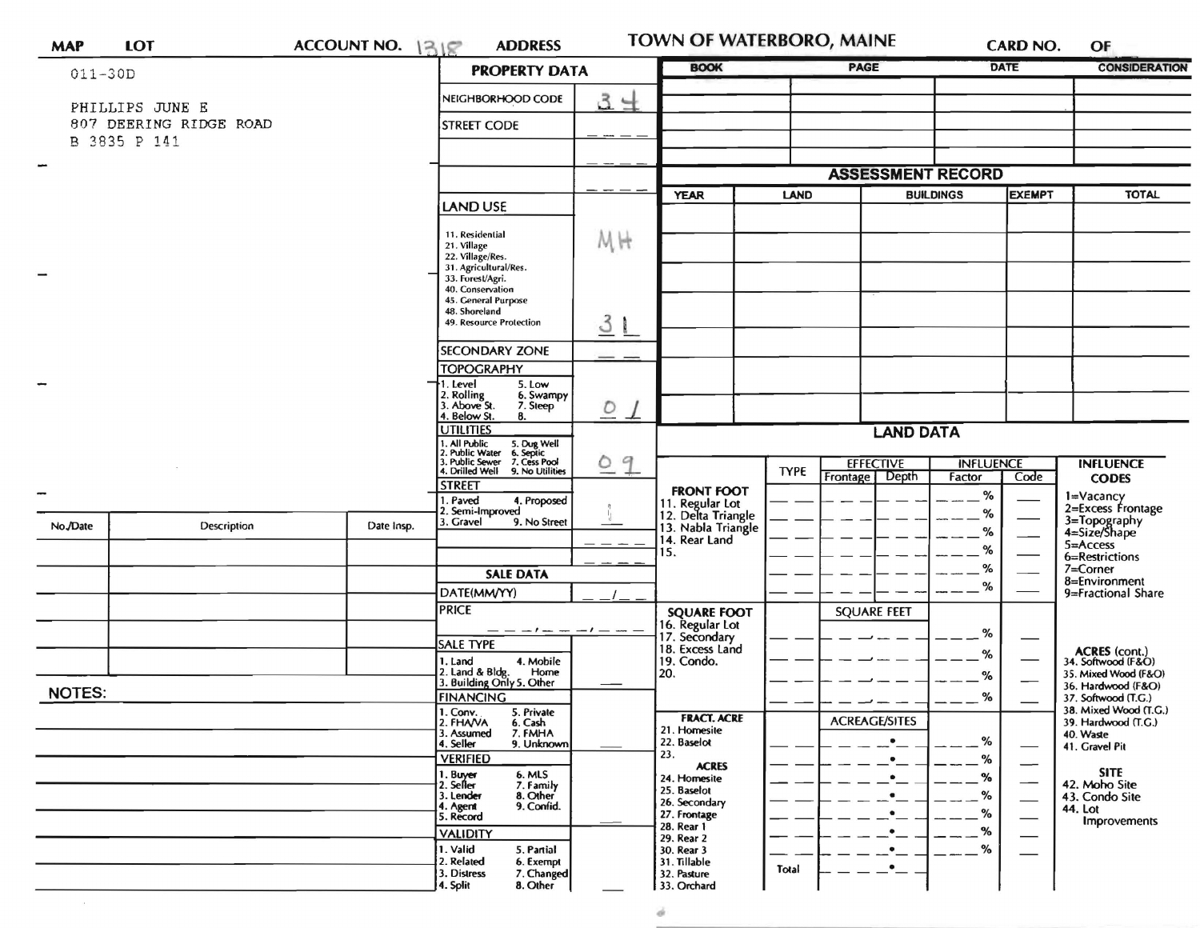| MAP | LOT | ACCOUNT NO. 1318 | ADDRESS | TOWN OF WATERBORO, MAINE | CARD NO. | OF |
|---|---|---|---|---|---|---|

011-30D

PHILLIPS JUNE E
807 DEERING RIDGE ROAD
B 3835 P 141

## PROPERTY DATA

| Field | Value |
|---|---|
| NEIGHBORHOOD CODE | 34 |
| STREET CODE | |
| LAND USE (11. Residential, 21. Village, 22. Village/Res., 31. Agricultural/Res., 33. Forest/Agri., 40. Conservation, 45. General Purpose, 48. Shoreland, 49. Resource Protection) | MH 31 |
| SECONDARY ZONE | |
| TOPOGRAPHY (1. Level, 2. Rolling, 3. Above St., 4. Below St., 5. Low, 6. Swampy, 7. Steep, 8.) | 01 |
| UTILITIES (1. All Public, 2. Public Water, 3. Public Sewer, 4. Drilled Well, 5. Dug Well, 6. Septic, 7. Cess Pool, 9. No Utilities) | 09 |
| STREET (1. Paved, 2. Semi-Improved, 3. Gravel, 4. Proposed, 9. No Street) | 1 |

## SALE DATA

| Field | Value |
|---|---|
| DATE(MM/YY) | / |
| PRICE | |
| SALE TYPE (1. Land, 2. Land & Bldg., 3. Building Only, 4. Mobile Home, 5. Other) | |
| FINANCING (1. Conv., 2. FHA/VA, 3. Assumed, 4. Seller, 5. Private, 6. Cash, 7. FMHA, 9. Unknown) | |
| VERIFIED (1. Buyer, 2. Seller, 3. Lender, 4. Agent, 5. Record, 6. MLS, 7. Family, 8. Other, 9. Confid.) | |
| VALIDITY (1. Valid, 2. Related, 3. Distress, 4. Split, 5. Partial, 6. Exempt, 7. Changed, 8. Other) | |

| No./Date | Description | Date Insp. |
|---|---|---|
| | | |

NOTES:

| BOOK | PAGE | DATE | CONSIDERATION |
|---|---|---|---|
| | | | |

## ASSESSMENT RECORD

| YEAR | LAND | BUILDINGS | EXEMPT | TOTAL |
|---|---|---|---|---|
| | | | | |

## LAND DATA

| | TYPE | EFFECTIVE Frontage | EFFECTIVE Depth | INFLUENCE Factor | INFLUENCE Code |
|---|---|---|---|---|---|
| FRONT FOOT: 11. Regular Lot, 12. Delta Triangle, 13. Nabla Triangle, 14. Rear Land, 15. | | | | % | |
| SQUARE FOOT: 16. Regular Lot, 17. Secondary, 18. Excess Land, 19. Condo., 20. | | SQUARE FEET | | % | |
| FRACT. ACRE: 21. Homesite, 22. Baselot, 23. ACRES: 24. Homesite, 25. Baselot, 26. Secondary, 27. Frontage, 28. Rear 1, 29. Rear 2, 30. Rear 3, 31. Tillable, 32. Pasture, 33. Orchard | | ACREAGE/SITES | | % | |
| | Total | | | | |

**INFLUENCE CODES**
1=Vacancy
2=Excess Frontage
3=Topography
4=Size/Shape
5=Access
6=Restrictions
7=Corner
8=Environment
9=Fractional Share

**ACRES (cont.)**
34. Softwood (F&O)
35. Mixed Wood (F&O)
36. Hardwood (F&O)
37. Softwood (T.G.)
38. Mixed Wood (T.G.)
39. Hardwood (T.G.)
40. Waste
41. Gravel Pit

**SITE**
42. Moho Site
43. Condo Site
44. Lot Improvements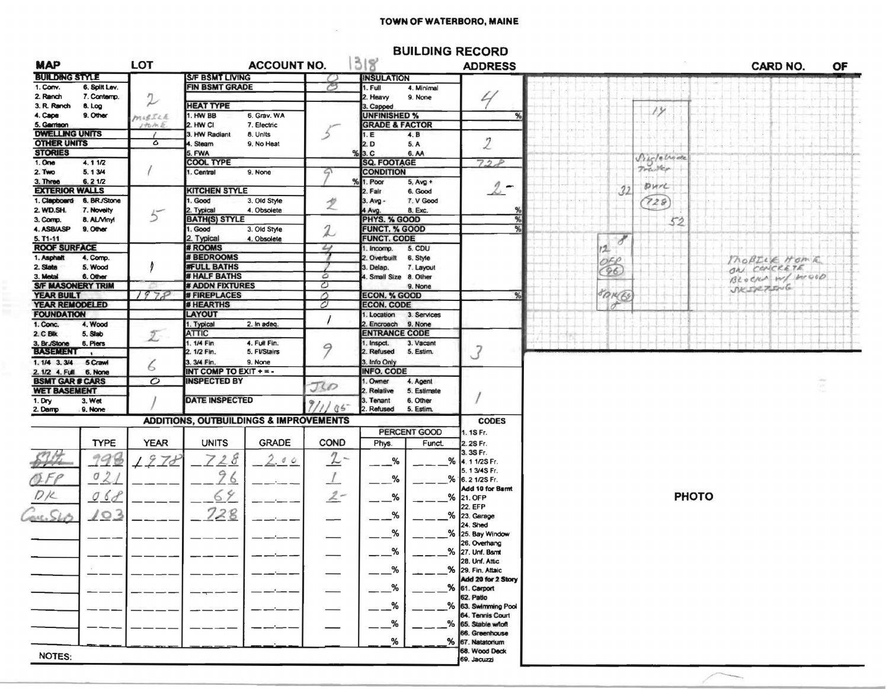# TOWN OF WATERBORO, MAINE

## BUILDING RECORD

**MAP** | **LOT** | **ACCOUNT NO.** 1318 | **ADDRESS** | **CARD NO.** | **OF**

| | | | | | |
|---|---|---|---|---|---|
| **BUILDING STYLE** 1. Conv. 2. Ranch 3. R. Ranch 4. Cape 5. Garrison 6. Split Lev. 7. Contemp. 8. Log 9. Other | 2 MOBILE HOME | **S/F BSMT LIVING** | 0 | **INSULATION** | |
| | | **FIN BSMT GRADE** | 0 | 1. Full 2. Heavy 3. Capped 4. Minimal 9. None | 4 |
| | | **HEAT TYPE** 1. HW BB 2. HW CI 3. HW Radiant 4. Steam 5. FWA 6. Grav. WA 7. Electric 8. Units 9. No Heat | 5 | **UNFINISHED %** | % |
| **DWELLING UNITS** | 1 | | | **GRADE & FACTOR** 1. E 2. D 3. C 4. B 5. A 6. AA | 2 % |
| **OTHER UNITS** | 0 | | | | |
| **STORIES** 1. One 2. Two 3. Three 4. 1 1/2 5. 1 3/4 6. 2 1/2 | 1 | **COOL TYPE** 1. Central 9. None | 9 % | **SQ. FOOTAGE** | 728 |
| | | | | **CONDITION** 1. Poor 2. Fair 3. Avg - 4. Avg. 5. Avg + 6. Good 7. V Good 8. Exc. | 2- |
| **EXTERIOR WALLS** 1. Clapboard 2. WD.SH. 3. Comp. 4. ASB/ASP 5. T1-11 6. BR/Stone 7. Novelty 8. AL/Vinyl 9. Other | 5 | **KITCHEN STYLE** 1. Good 2. Typical 3. Old Style 4. Obsolete | 2 | | % |
| | | **BATH(S) STYLE** 1. Good 2. Typical 3. Old Style 4. Obsolete | 2 | **PHYS. % GOOD** | % |
| | | | | **FUNCT. % GOOD** | % |
| **ROOF SURFACE** 1. Asphalt 2. Slate 3. Metal 4. Comp. 5. Wood 6. Other | 1 | **# ROOMS** | 4 | **FUNCT. CODE** 1. Incomp. 2. Overbuilt 3. Delap. 4. Small Size 5. CDU 6. Style 7. Layout 8. Other 9. None | |
| | | **# BEDROOMS** | 1 | | |
| | | **#FULL BATHS** | 1 | | |
| | | **# HALF BATHS** | 0 | | |
| **S/F MASONERY TRIM** | 0 | **# ADDN FIXTURES** | 0 | | |
| **YEAR BUILT** | 1978 | **# FIREPLACES** | 0 | **ECON. % GOOD** | % |
| **YEAR REMODELED** | | **# HEARTHS** | 0 | **ECON. CODE** 1. Location 2. Encroach 3. Services 9. None | |
| **FOUNDATION** 1. Conc. 2. C Blk 3. Br./Stone 4. Wood 5. Slab 6. Piers | 2 | **LAYOUT** 1. Typical 2. In adeq. | 1 | | |
| | | **ATTIC** 1. 1/4 Fin 2. 1/2 Fin. 3. 3/4 Fin. 4. Full Fin. 5. Fl/Stairs 9. None | 9 | **ENTRANCE CODE** 1. Inspct. 2. Refused 3. Info Only 4. Vacant 5. Estim. | 3 |
| **BASEMENT** 1. 1/4 2. 1/2 3. 3/4 4. Full 5 Crawl 6. None | 6 | **INT COMP TO EXIT + = -** | | | |
| **BSMT GAR # CARS** | 0 | **INSPECTED BY** | JSD | **INFO. CODE** 1. Owner 2. Relative 3. Tenant 4. Agent 5. Estimate 6. Other 2. Refused 5. Estim. | 1 |
| **WET BASEMENT** 1. Dry 2. Damp 3. Wet 9. None | 1 | **DATE INSPECTED** | 9/1/05 | | |

Sketch: 14 / Single Wide Trailer / DWL (728) / 32 / 52 / 12 / 8 / OFP (96) / 8 / DK (64) / 8

MOBILE HOME ON CONCRETE BLOCKS W/ WOOD SKIRTING

### ADDITIONS, OUTBUILDINGS & IMPROVEMENTS

| | TYPE | YEAR | UNITS | GRADE | COND | PERCENT GOOD Phys. | Funct. |
|---|---|---|---|---|---|---|---|
| SWT | 998 | 1978 | 728 | 2.00 | 2- | % | % |
| OFP | 021 | | 96 | | 1 | % | % |
| DK | 068 | | 64 | | 2- | % | % |
| Conc. Slab | 103 | | 728 | | | % | % |
| | | | | | | % | % |
| | | | | | | % | % |
| | | | | | | % | % |
| | | | | | | % | % |
| | | | | | | % | % |
| | | | | | | % | % |
| | | | | | | % | % |

**CODES**
1. 1S Fr.
2. 2S Fr.
3. 3S Fr.
4. 1 1/2S Fr.
5. 1 3/4S Fr.
6. 2 1/2S Fr.
Add 10 for Bsmt
21. OFP
22. EFP
23. Garage
24. Shed
25. Bay Window
26. Overhang
27. Unf. Bsmt
28. Unf. Attic
29. Fin. Attaic
Add 20 for 2 Story
61. Carport
62. Patio
63. Swimming Pool
64. Tennis Court
65. Stable w/loft
66. Greenhouse
67. Natatorium
68. Wood Deck
69. Jacuzzi

**PHOTO**

NOTES: